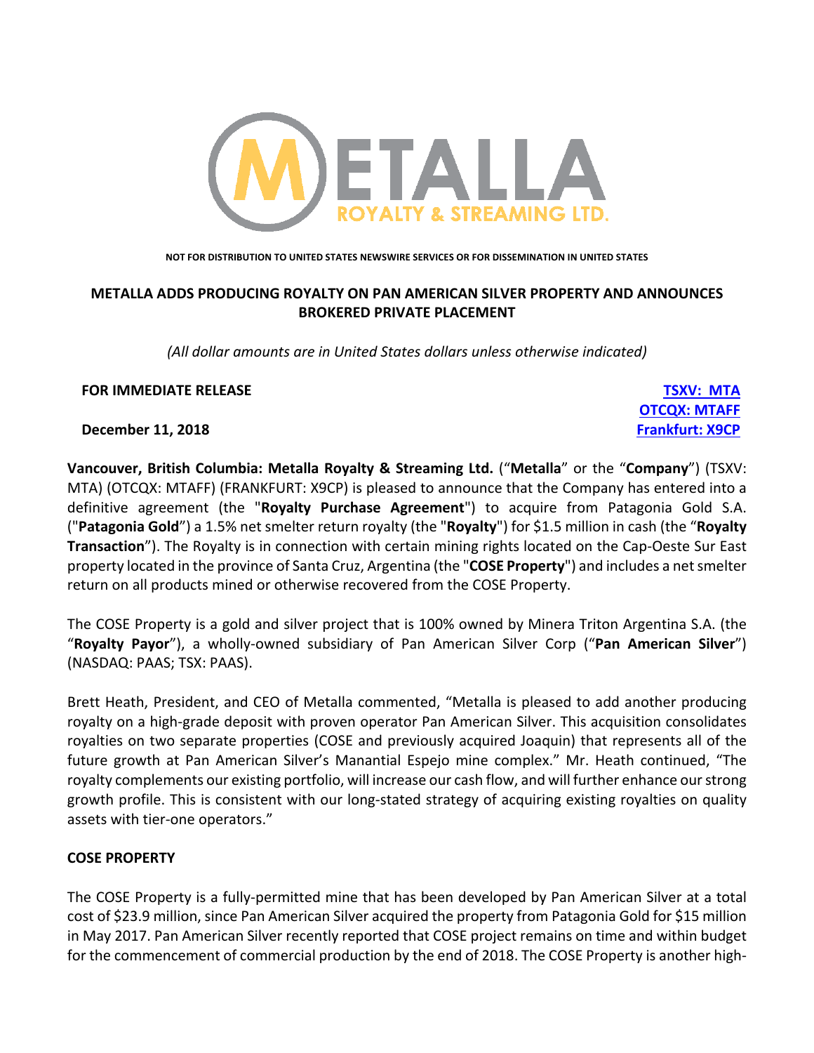NOT FOR DISTRIBUTION TO UNITED STATES NEWSWIRE SERVICES OR FOR DISSEMINATION IN UNITED STATES

# METALLA ADDS PRODUCING ROYALTY ON PAN AMERICAN SILVER PROPERTY AND ANNOUNCES BROKERED PRIVATE PLACEMENT

*(All dollar amounts are in United States dollars unless otherwise indicated)*

**FOR IMMEDIATE RELEASE**

**TSXV: MTA**
**OTCQX: MTAFF**
**Frankfurt: X9CP**

**December 11, 2018**

**Vancouver, British Columbia: Metalla Royalty & Streaming Ltd.** ("**Metalla**" or the "**Company**") (TSXV: MTA) (OTCQX: MTAFF) (FRANKFURT: X9CP) is pleased to announce that the Company has entered into a definitive agreement (the "**Royalty Purchase Agreement**") to acquire from Patagonia Gold S.A. ("**Patagonia Gold**") a 1.5% net smelter return royalty (the "**Royalty**") for $1.5 million in cash (the "**Royalty Transaction**"). The Royalty is in connection with certain mining rights located on the Cap-Oeste Sur East property located in the province of Santa Cruz, Argentina (the "**COSE Property**") and includes a net smelter return on all products mined or otherwise recovered from the COSE Property.

The COSE Property is a gold and silver project that is 100% owned by Minera Triton Argentina S.A. (the "**Royalty Payor**"), a wholly-owned subsidiary of Pan American Silver Corp ("**Pan American Silver**") (NASDAQ: PAAS; TSX: PAAS).

Brett Heath, President, and CEO of Metalla commented, "Metalla is pleased to add another producing royalty on a high-grade deposit with proven operator Pan American Silver. This acquisition consolidates royalties on two separate properties (COSE and previously acquired Joaquin) that represents all of the future growth at Pan American Silver's Manantial Espejo mine complex." Mr. Heath continued, "The royalty complements our existing portfolio, will increase our cash flow, and will further enhance our strong growth profile. This is consistent with our long-stated strategy of acquiring existing royalties on quality assets with tier-one operators."

## COSE PROPERTY

The COSE Property is a fully-permitted mine that has been developed by Pan American Silver at a total cost of $23.9 million, since Pan American Silver acquired the property from Patagonia Gold for $15 million in May 2017. Pan American Silver recently reported that COSE project remains on time and within budget for the commencement of commercial production by the end of 2018. The COSE Property is another high-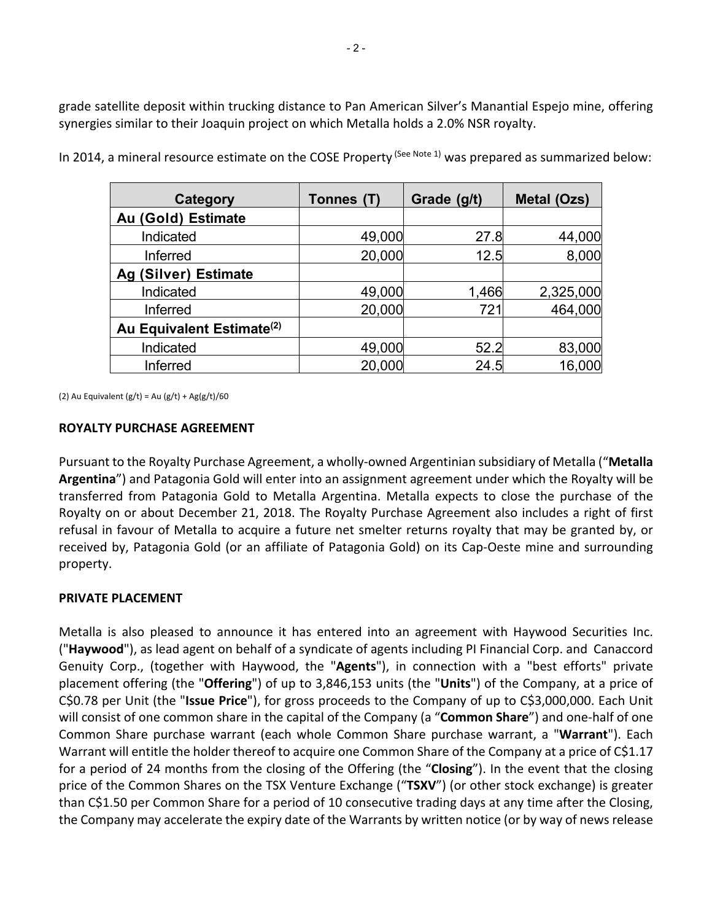grade satellite deposit within trucking distance to Pan American Silver's Manantial Espejo mine, offering synergies similar to their Joaquin project on which Metalla holds a 2.0% NSR royalty.

In 2014, a mineral resource estimate on the COSE Property (See Note 1) was prepared as summarized below:

| Category | Tonnes (T) | Grade (g/t) | Metal (Ozs) |
|---|---|---|---|
| **Au (Gold) Estimate** | | | |
| Indicated | 49,000 | 27.8 | 44,000 |
| Inferred | 20,000 | 12.5 | 8,000 |
| **Ag (Silver) Estimate** | | | |
| Indicated | 49,000 | 1,466 | 2,325,000 |
| Inferred | 20,000 | 721 | 464,000 |
| **Au Equivalent Estimate(2)** | | | |
| Indicated | 49,000 | 52.2 | 83,000 |
| Inferred | 20,000 | 24.5 | 16,000 |

(2) Au Equivalent (g/t) = Au (g/t) + Ag(g/t)/60

**ROYALTY PURCHASE AGREEMENT**

Pursuant to the Royalty Purchase Agreement, a wholly-owned Argentinian subsidiary of Metalla ("**Metalla Argentina**") and Patagonia Gold will enter into an assignment agreement under which the Royalty will be transferred from Patagonia Gold to Metalla Argentina. Metalla expects to close the purchase of the Royalty on or about December 21, 2018. The Royalty Purchase Agreement also includes a right of first refusal in favour of Metalla to acquire a future net smelter returns royalty that may be granted by, or received by, Patagonia Gold (or an affiliate of Patagonia Gold) on its Cap-Oeste mine and surrounding property.

**PRIVATE PLACEMENT**

Metalla is also pleased to announce it has entered into an agreement with Haywood Securities Inc. ("**Haywood**"), as lead agent on behalf of a syndicate of agents including PI Financial Corp. and Canaccord Genuity Corp., (together with Haywood, the "**Agents**"), in connection with a "best efforts" private placement offering (the "**Offering**") of up to 3,846,153 units (the "**Units**") of the Company, at a price of C$0.78 per Unit (the "**Issue Price**"), for gross proceeds to the Company of up to C$3,000,000. Each Unit will consist of one common share in the capital of the Company (a "**Common Share**") and one-half of one Common Share purchase warrant (each whole Common Share purchase warrant, a "**Warrant**"). Each Warrant will entitle the holder thereof to acquire one Common Share of the Company at a price of C$1.17 for a period of 24 months from the closing of the Offering (the "**Closing**"). In the event that the closing price of the Common Shares on the TSX Venture Exchange ("**TSXV**") (or other stock exchange) is greater than C$1.50 per Common Share for a period of 10 consecutive trading days at any time after the Closing, the Company may accelerate the expiry date of the Warrants by written notice (or by way of news release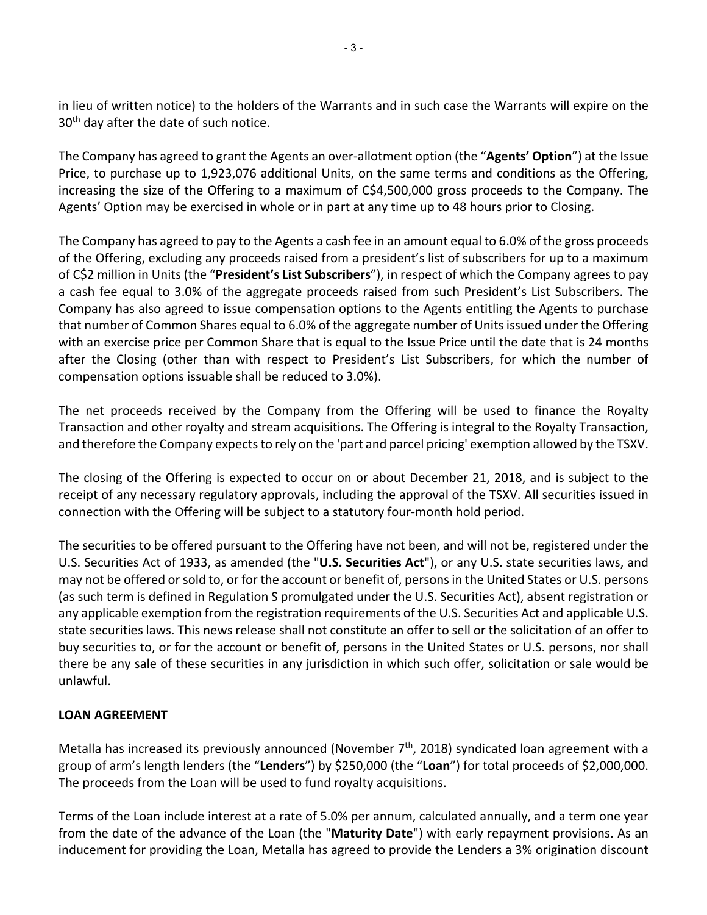in lieu of written notice) to the holders of the Warrants and in such case the Warrants will expire on the 30th day after the date of such notice.

The Company has agreed to grant the Agents an over-allotment option (the "**Agents' Option**") at the Issue Price, to purchase up to 1,923,076 additional Units, on the same terms and conditions as the Offering, increasing the size of the Offering to a maximum of C$4,500,000 gross proceeds to the Company. The Agents' Option may be exercised in whole or in part at any time up to 48 hours prior to Closing.

The Company has agreed to pay to the Agents a cash fee in an amount equal to 6.0% of the gross proceeds of the Offering, excluding any proceeds raised from a president's list of subscribers for up to a maximum of C$2 million in Units (the "**President's List Subscribers**"), in respect of which the Company agrees to pay a cash fee equal to 3.0% of the aggregate proceeds raised from such President's List Subscribers. The Company has also agreed to issue compensation options to the Agents entitling the Agents to purchase that number of Common Shares equal to 6.0% of the aggregate number of Units issued under the Offering with an exercise price per Common Share that is equal to the Issue Price until the date that is 24 months after the Closing (other than with respect to President's List Subscribers, for which the number of compensation options issuable shall be reduced to 3.0%).

The net proceeds received by the Company from the Offering will be used to finance the Royalty Transaction and other royalty and stream acquisitions. The Offering is integral to the Royalty Transaction, and therefore the Company expects to rely on the 'part and parcel pricing' exemption allowed by the TSXV.

The closing of the Offering is expected to occur on or about December 21, 2018, and is subject to the receipt of any necessary regulatory approvals, including the approval of the TSXV. All securities issued in connection with the Offering will be subject to a statutory four-month hold period.

The securities to be offered pursuant to the Offering have not been, and will not be, registered under the U.S. Securities Act of 1933, as amended (the "**U.S. Securities Act**"), or any U.S. state securities laws, and may not be offered or sold to, or for the account or benefit of, persons in the United States or U.S. persons (as such term is defined in Regulation S promulgated under the U.S. Securities Act), absent registration or any applicable exemption from the registration requirements of the U.S. Securities Act and applicable U.S. state securities laws. This news release shall not constitute an offer to sell or the solicitation of an offer to buy securities to, or for the account or benefit of, persons in the United States or U.S. persons, nor shall there be any sale of these securities in any jurisdiction in which such offer, solicitation or sale would be unlawful.

## LOAN AGREEMENT

Metalla has increased its previously announced (November 7th, 2018) syndicated loan agreement with a group of arm's length lenders (the "**Lenders**") by $250,000 (the "**Loan**") for total proceeds of $2,000,000. The proceeds from the Loan will be used to fund royalty acquisitions.

Terms of the Loan include interest at a rate of 5.0% per annum, calculated annually, and a term one year from the date of the advance of the Loan (the "**Maturity Date**") with early repayment provisions. As an inducement for providing the Loan, Metalla has agreed to provide the Lenders a 3% origination discount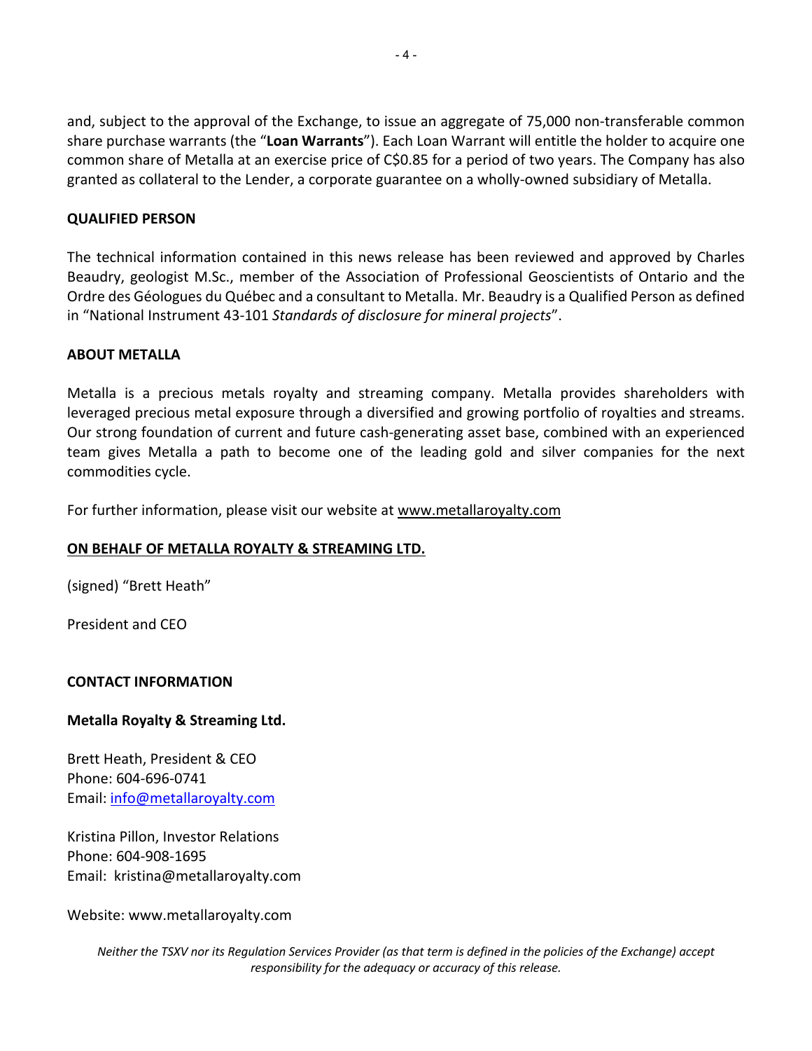and, subject to the approval of the Exchange, to issue an aggregate of 75,000 non-transferable common share purchase warrants (the "**Loan Warrants**"). Each Loan Warrant will entitle the holder to acquire one common share of Metalla at an exercise price of C$0.85 for a period of two years. The Company has also granted as collateral to the Lender, a corporate guarantee on a wholly-owned subsidiary of Metalla.

**QUALIFIED PERSON**

The technical information contained in this news release has been reviewed and approved by Charles Beaudry, geologist M.Sc., member of the Association of Professional Geoscientists of Ontario and the Ordre des Géologues du Québec and a consultant to Metalla. Mr. Beaudry is a Qualified Person as defined in "National Instrument 43-101 *Standards of disclosure for mineral projects*".

**ABOUT METALLA**

Metalla is a precious metals royalty and streaming company. Metalla provides shareholders with leveraged precious metal exposure through a diversified and growing portfolio of royalties and streams. Our strong foundation of current and future cash-generating asset base, combined with an experienced team gives Metalla a path to become one of the leading gold and silver companies for the next commodities cycle.

For further information, please visit our website at www.metallaroyalty.com

**ON BEHALF OF METALLA ROYALTY & STREAMING LTD.**

(signed) "Brett Heath"

President and CEO

**CONTACT INFORMATION**

**Metalla Royalty & Streaming Ltd.**

Brett Heath, President & CEO
Phone: 604-696-0741
Email: info@metallaroyalty.com

Kristina Pillon, Investor Relations
Phone: 604-908-1695
Email: kristina@metallaroyalty.com

Website: www.metallaroyalty.com

*Neither the TSXV nor its Regulation Services Provider (as that term is defined in the policies of the Exchange) accept responsibility for the adequacy or accuracy of this release.*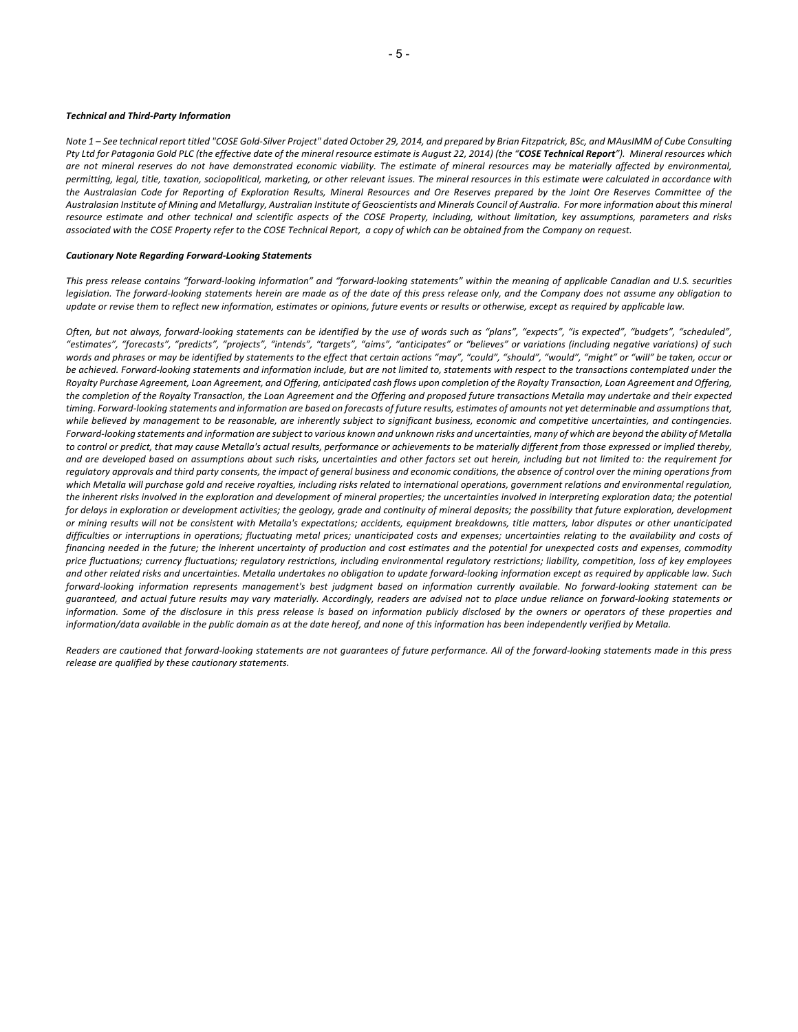***Technical and Third-Party Information***

*Note 1 – See technical report titled "COSE Gold-Silver Project" dated October 29, 2014, and prepared by Brian Fitzpatrick, BSc, and MAusIMM of Cube Consulting Pty Ltd for Patagonia Gold PLC (the effective date of the mineral resource estimate is August 22, 2014) (the "**COSE Technical Report**"). Mineral resources which are not mineral reserves do not have demonstrated economic viability. The estimate of mineral resources may be materially affected by environmental, permitting, legal, title, taxation, sociopolitical, marketing, or other relevant issues. The mineral resources in this estimate were calculated in accordance with the Australasian Code for Reporting of Exploration Results, Mineral Resources and Ore Reserves prepared by the Joint Ore Reserves Committee of the Australasian Institute of Mining and Metallurgy, Australian Institute of Geoscientists and Minerals Council of Australia. For more information about this mineral resource estimate and other technical and scientific aspects of the COSE Property, including, without limitation, key assumptions, parameters and risks associated with the COSE Property refer to the COSE Technical Report, a copy of which can be obtained from the Company on request.*

***Cautionary Note Regarding Forward-Looking Statements***

*This press release contains "forward-looking information" and "forward-looking statements" within the meaning of applicable Canadian and U.S. securities legislation. The forward-looking statements herein are made as of the date of this press release only, and the Company does not assume any obligation to update or revise them to reflect new information, estimates or opinions, future events or results or otherwise, except as required by applicable law.*

*Often, but not always, forward-looking statements can be identified by the use of words such as "plans", "expects", "is expected", "budgets", "scheduled", "estimates", "forecasts", "predicts", "projects", "intends", "targets", "aims", "anticipates" or "believes" or variations (including negative variations) of such words and phrases or may be identified by statements to the effect that certain actions "may", "could", "should", "would", "might" or "will" be taken, occur or be achieved. Forward-looking statements and information include, but are not limited to, statements with respect to the transactions contemplated under the Royalty Purchase Agreement, Loan Agreement, and Offering, anticipated cash flows upon completion of the Royalty Transaction, Loan Agreement and Offering, the completion of the Royalty Transaction, the Loan Agreement and the Offering and proposed future transactions Metalla may undertake and their expected timing. Forward-looking statements and information are based on forecasts of future results, estimates of amounts not yet determinable and assumptions that, while believed by management to be reasonable, are inherently subject to significant business, economic and competitive uncertainties, and contingencies. Forward-looking statements and information are subject to various known and unknown risks and uncertainties, many of which are beyond the ability of Metalla to control or predict, that may cause Metalla's actual results, performance or achievements to be materially different from those expressed or implied thereby, and are developed based on assumptions about such risks, uncertainties and other factors set out herein, including but not limited to: the requirement for regulatory approvals and third party consents, the impact of general business and economic conditions, the absence of control over the mining operations from which Metalla will purchase gold and receive royalties, including risks related to international operations, government relations and environmental regulation, the inherent risks involved in the exploration and development of mineral properties; the uncertainties involved in interpreting exploration data; the potential for delays in exploration or development activities; the geology, grade and continuity of mineral deposits; the possibility that future exploration, development or mining results will not be consistent with Metalla's expectations; accidents, equipment breakdowns, title matters, labor disputes or other unanticipated difficulties or interruptions in operations; fluctuating metal prices; unanticipated costs and expenses; uncertainties relating to the availability and costs of financing needed in the future; the inherent uncertainty of production and cost estimates and the potential for unexpected costs and expenses, commodity price fluctuations; currency fluctuations; regulatory restrictions, including environmental regulatory restrictions; liability, competition, loss of key employees and other related risks and uncertainties. Metalla undertakes no obligation to update forward-looking information except as required by applicable law. Such forward-looking information represents management's best judgment based on information currently available. No forward-looking statement can be guaranteed, and actual future results may vary materially. Accordingly, readers are advised not to place undue reliance on forward-looking statements or information. Some of the disclosure in this press release is based on information publicly disclosed by the owners or operators of these properties and information/data available in the public domain as at the date hereof, and none of this information has been independently verified by Metalla.*

*Readers are cautioned that forward-looking statements are not guarantees of future performance. All of the forward-looking statements made in this press release are qualified by these cautionary statements.*